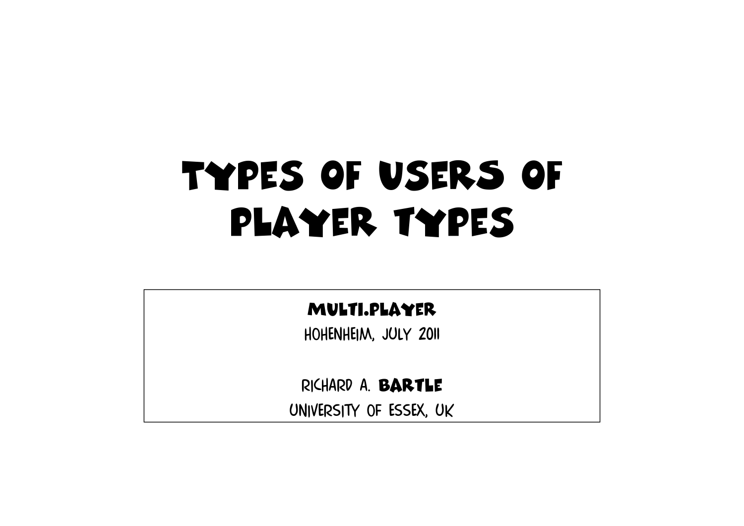# TYPES OF USERS OF PLAYER TYPES

**MULTI.PLAYER**

HOHENHEIM, JULY 2011

RICHARD A. **BARTLE**

UNIVERSITY OF ESSEX, UK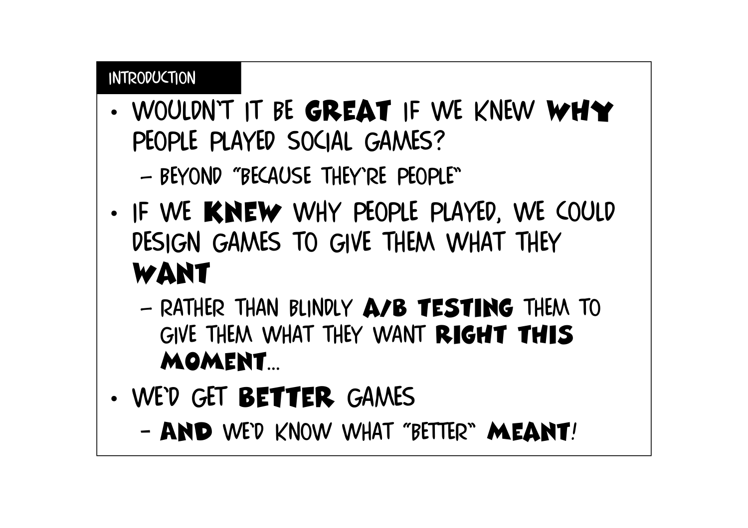## INTRODUCTION

- WOULDN'T IT BE **GREAT** IF WE KNEW **WHY** PEOPLE PLAYED SOCIAL GAMES?
  - BEYOND "BECAUSE THEY'RE PEOPLE"
- IF WE **KNEW** WHY PEOPLE PLAYED, WE COULD DESIGN GAMES TO GIVE THEM WHAT THEY **WANT**
  - RATHER THAN BLINDLY **A/B TESTING** THEM TO GIVE THEM WHAT THEY WANT **RIGHT THIS MOMENT**...
- WE'D GET **BETTER** GAMES
  - **AND** WE'D KNOW WHAT "BETTER" **MEANT**!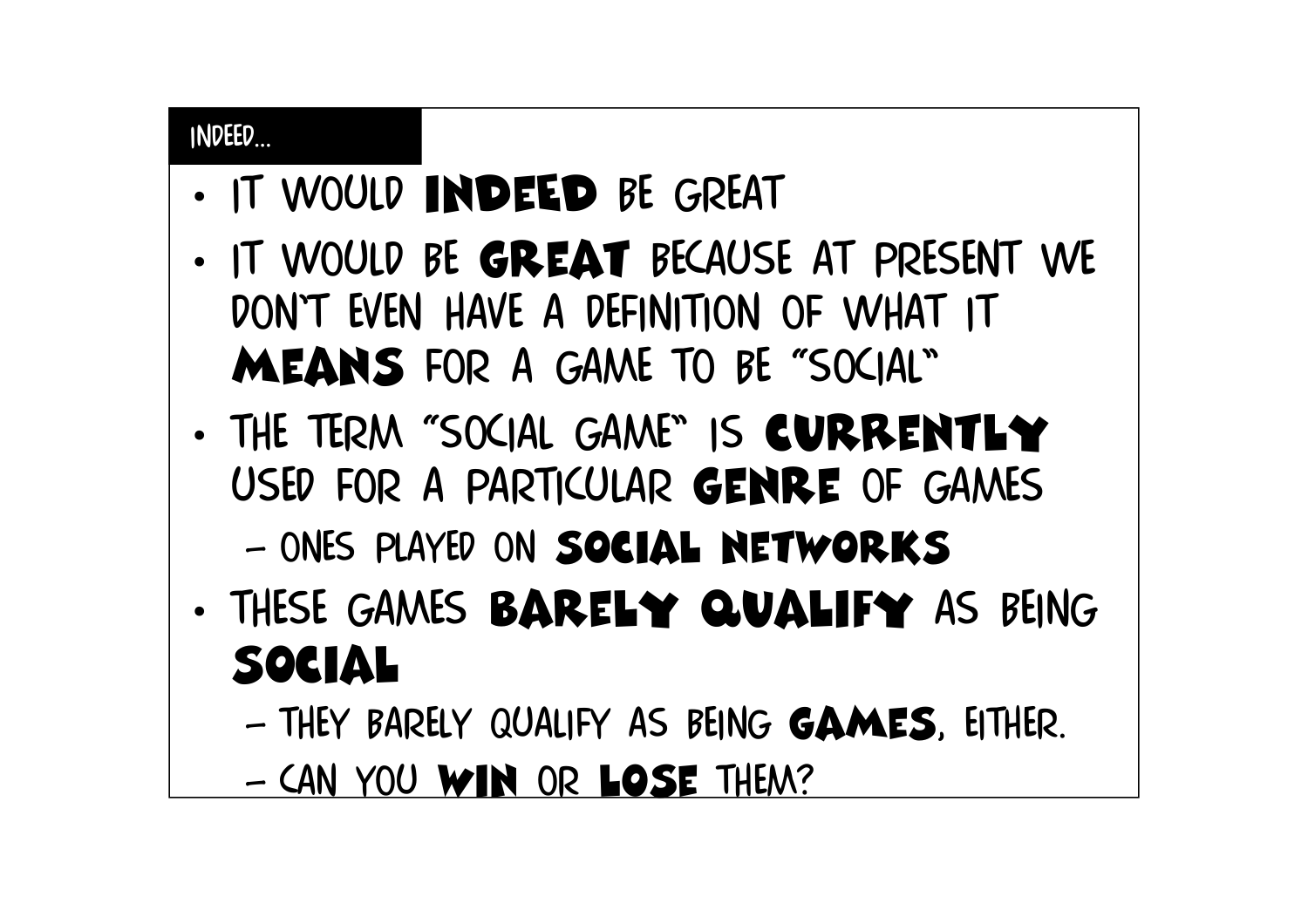## INDEED...

- IT WOULD **INDEED** BE GREAT
- IT WOULD BE **GREAT** BECAUSE AT PRESENT WE DON'T EVEN HAVE A DEFINITION OF WHAT IT **MEANS** FOR A GAME TO BE "SOCIAL"
- THE TERM "SOCIAL GAME" IS **CURRENTLY** USED FOR A PARTICULAR **GENRE** OF GAMES
  - ONES PLAYED ON **SOCIAL NETWORKS**
- THESE GAMES **BARELY QUALIFY** AS BEING **SOCIAL**
  - THEY BARELY QUALIFY AS BEING **GAMES**, EITHER.
  - CAN YOU **WIN** OR **LOSE** THEM?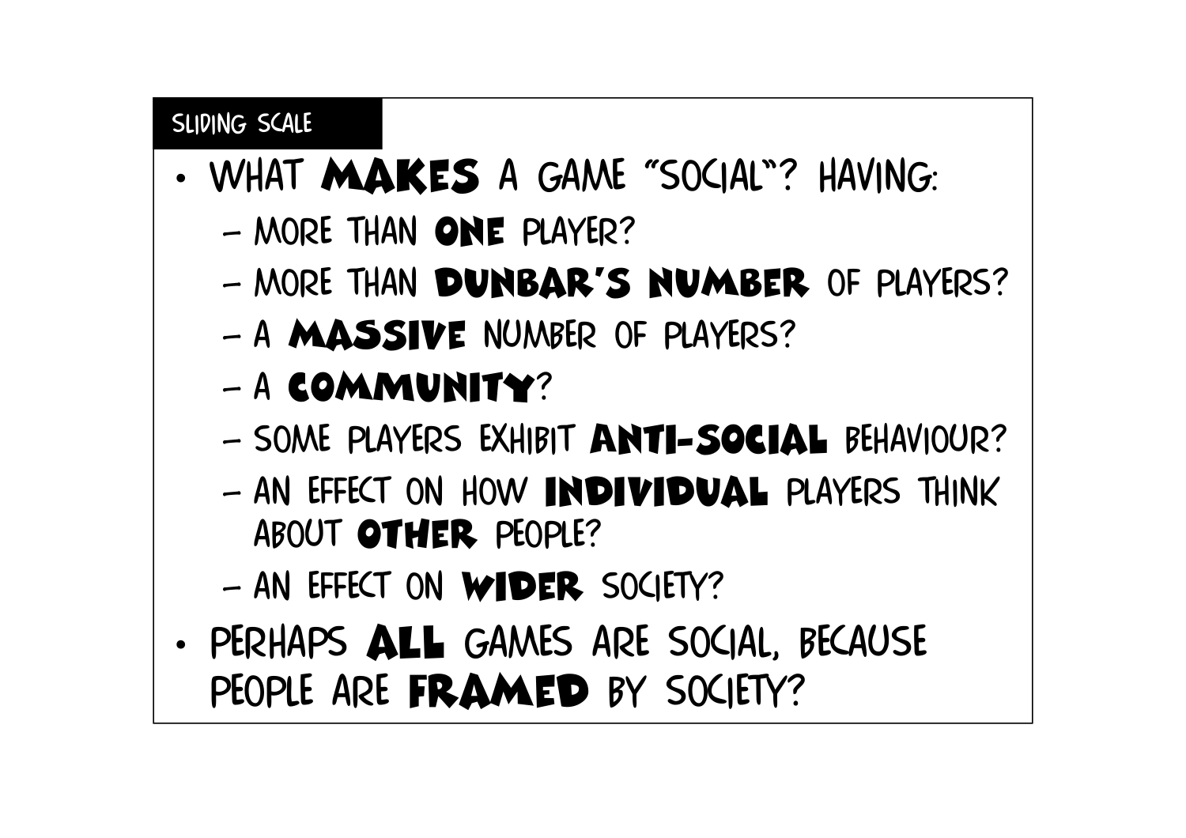## SLIDING SCALE

- WHAT **MAKES** A GAME "SOCIAL"? HAVING:
  - MORE THAN **ONE** PLAYER?
  - MORE THAN **DUNBAR'S NUMBER** OF PLAYERS?
  - A **MASSIVE** NUMBER OF PLAYERS?
  - A **COMMUNITY**?
  - SOME PLAYERS EXHIBIT **ANTI-SOCIAL** BEHAVIOUR?
  - AN EFFECT ON HOW **INDIVIDUAL** PLAYERS THINK ABOUT **OTHER** PEOPLE?
  - AN EFFECT ON **WIDER** SOCIETY?
- PERHAPS **ALL** GAMES ARE SOCIAL, BECAUSE PEOPLE ARE **FRAMED** BY SOCIETY?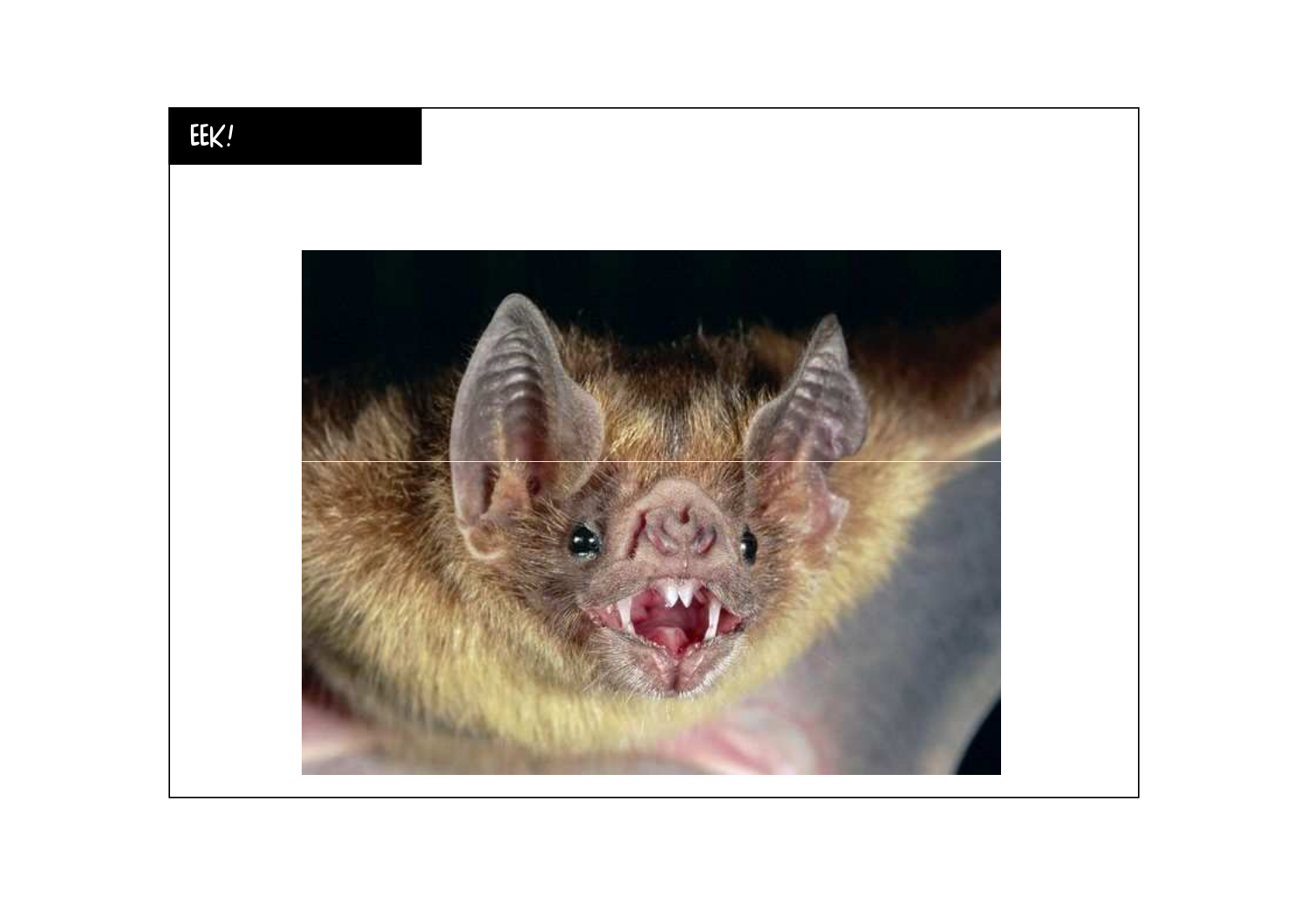EEK!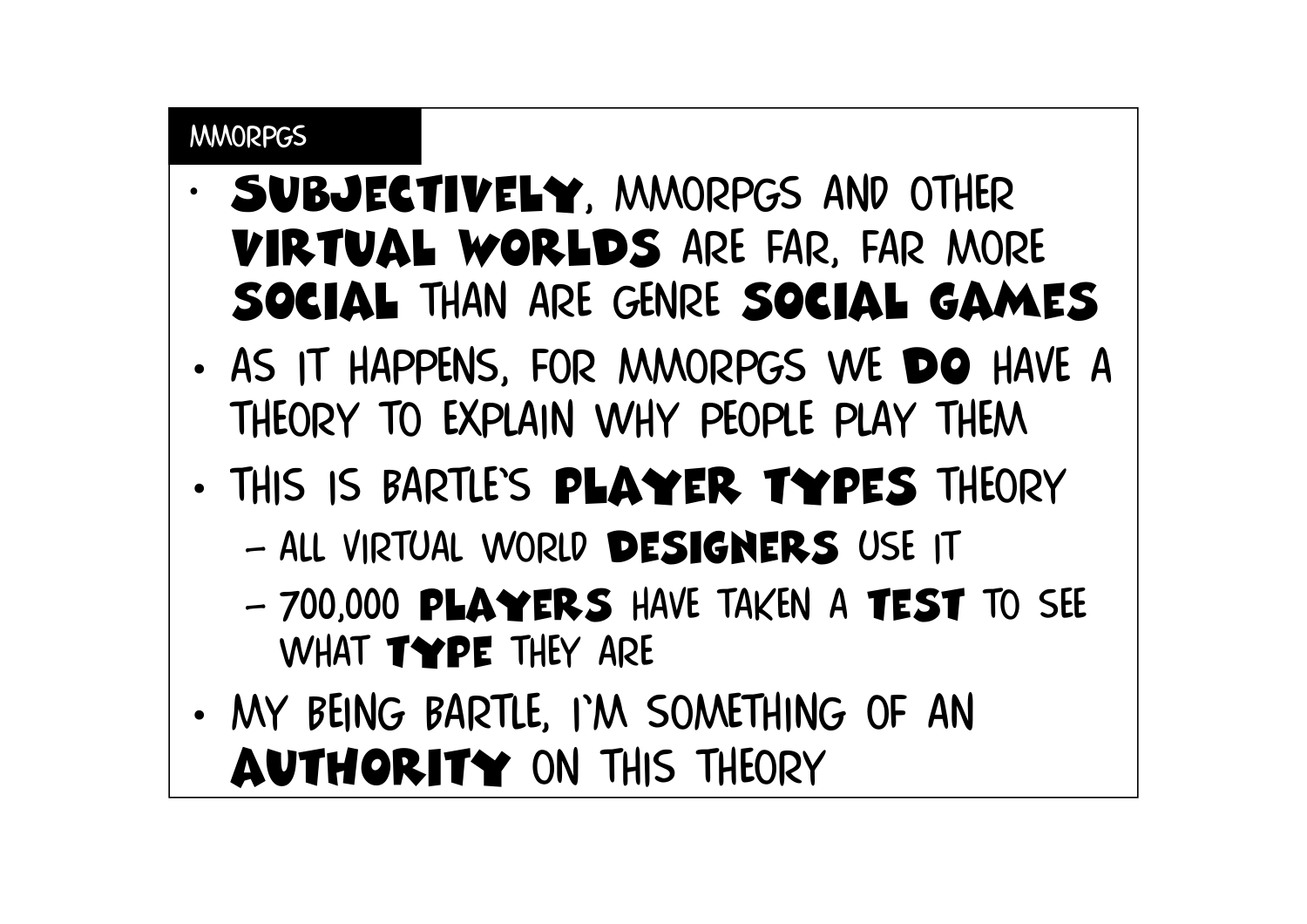## MMORPGS

- **SUBJECTIVELY**, MMORPGS AND OTHER **VIRTUAL WORLDS** ARE FAR, FAR MORE **SOCIAL** THAN ARE GENRE **SOCIAL GAMES**
- AS IT HAPPENS, FOR MMORPGS WE **DO** HAVE A THEORY TO EXPLAIN WHY PEOPLE PLAY THEM
- THIS IS BARTLE'S **PLAYER TYPES** THEORY
  - ALL VIRTUAL WORLD **DESIGNERS** USE IT
  - 700,000 **PLAYERS** HAVE TAKEN A **TEST** TO SEE WHAT **TYPE** THEY ARE
- MY BEING BARTLE, I'M SOMETHING OF AN **AUTHORITY** ON THIS THEORY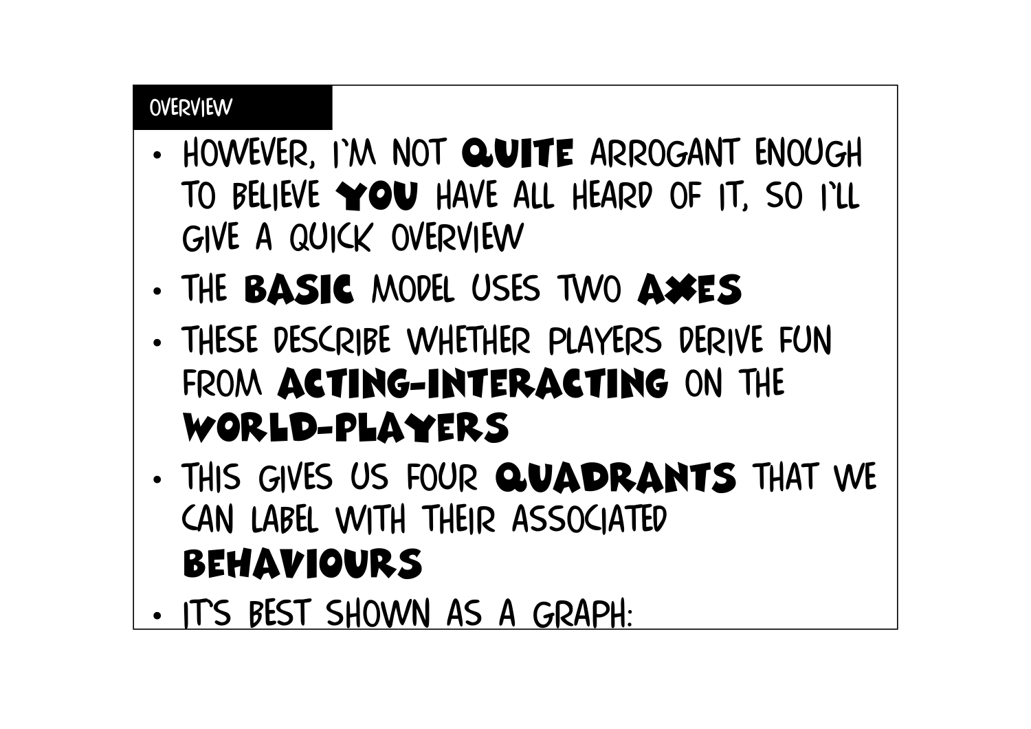## OVERVIEW

- HOWEVER, I'M NOT **QUITE** ARROGANT ENOUGH TO BELIEVE **YOU** HAVE ALL HEARD OF IT, SO I'LL GIVE A QUICK OVERVIEW
- THE **BASIC** MODEL USES TWO **AXES**
- THESE DESCRIBE WHETHER PLAYERS DERIVE FUN FROM **ACTING-INTERACTING** ON THE **WORLD-PLAYERS**
- THIS GIVES US FOUR **QUADRANTS** THAT WE CAN LABEL WITH THEIR ASSOCIATED **BEHAVIOURS**
- IT'S BEST SHOWN AS A GRAPH: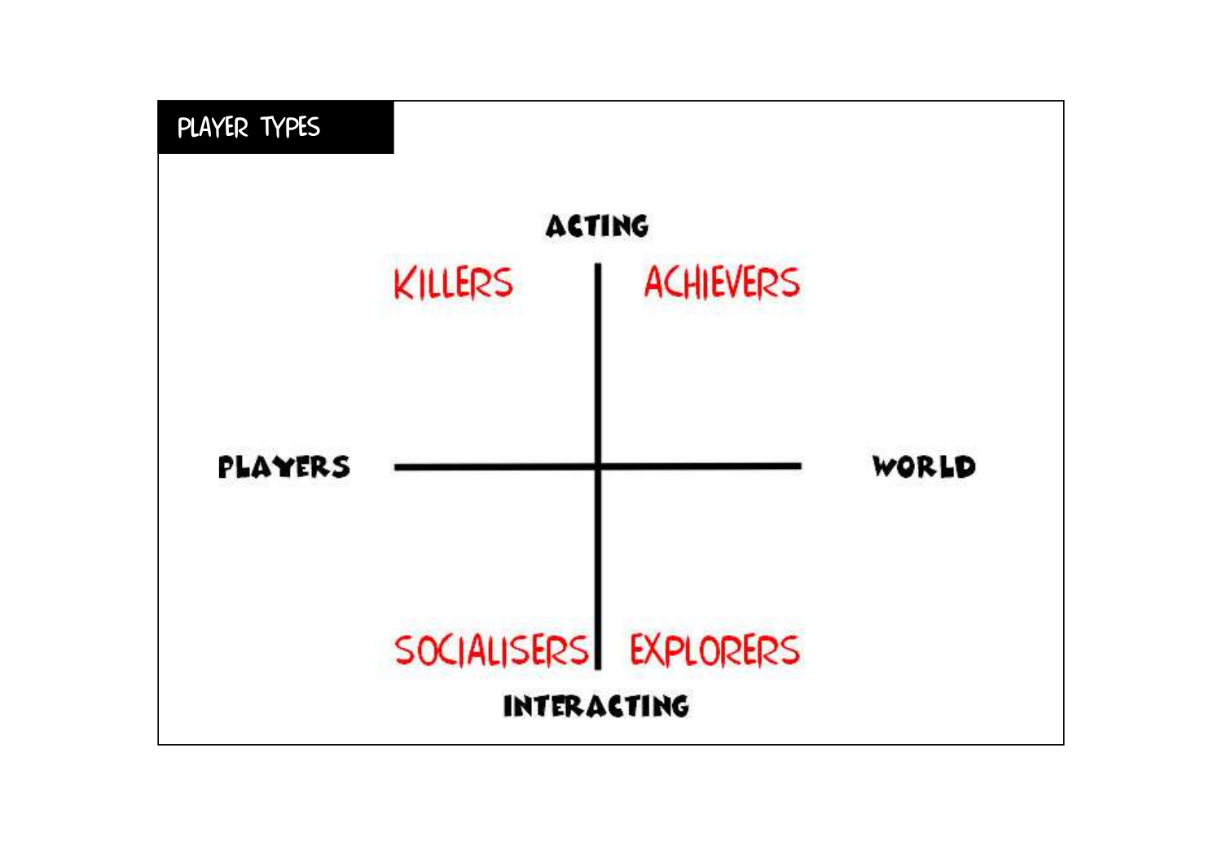## PLAYER TYPES

ACTING

KILLERS

ACHIEVERS

PLAYERS

WORLD

SOCIALISERS

EXPLORERS

INTERACTING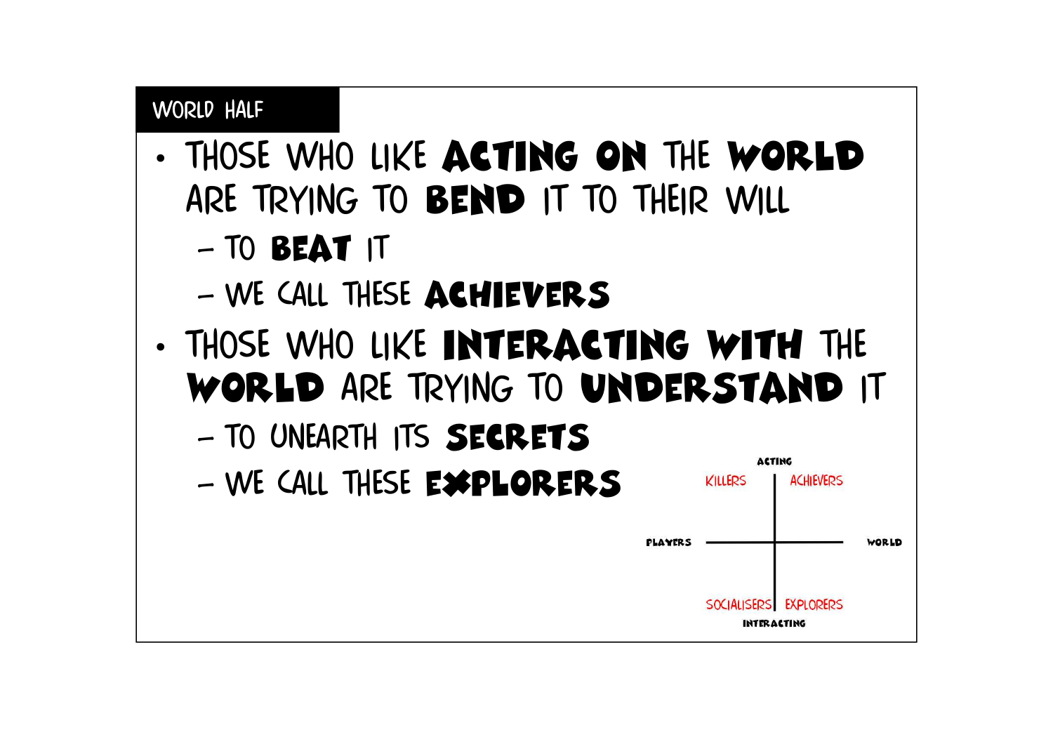## WORLD HALF

- THOSE WHO LIKE **ACTING ON** THE **WORLD** ARE TRYING TO **BEND** IT TO THEIR WILL
  - TO **BEAT** IT
  - WE CALL THESE **ACHIEVERS**
- THOSE WHO LIKE **INTERACTING WITH** THE **WORLD** ARE TRYING TO **UNDERSTAND** IT
  - TO UNEARTH ITS **SECRETS**
  - WE CALL THESE **EXPLORERS**

ACTING

KILLERS | ACHIEVERS

PLAYERS — WORLD

SOCIALISERS | EXPLORERS

INTERACTING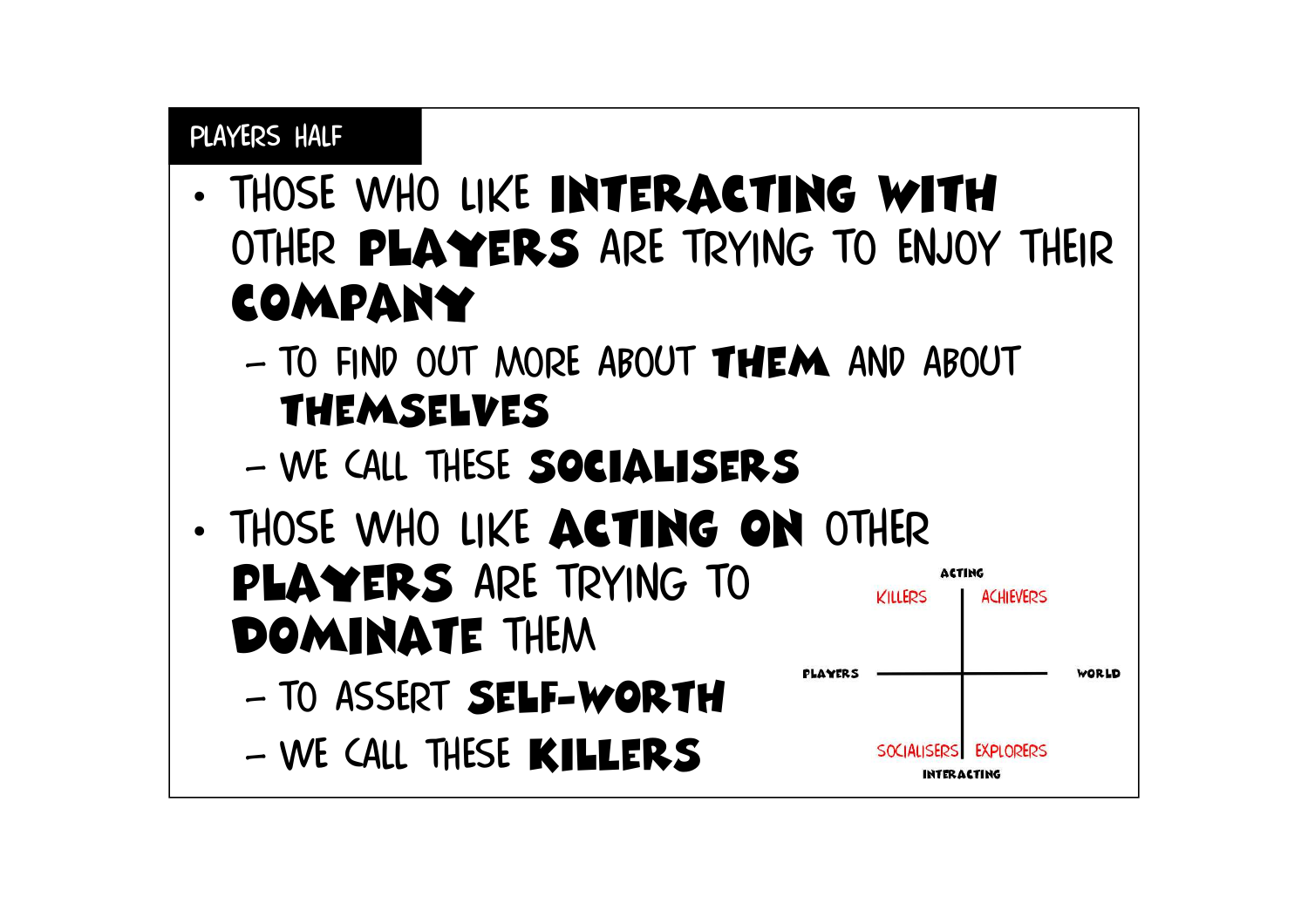## Players Half

- Those who like **interacting with** other **players** are trying to enjoy their **company**
  - To find out more about **them** and about **themselves**
  - We call these **socialisers**
- Those who like **acting on** other **players** are trying to **dominate** them
  - To assert **self-worth**
  - We call these **killers**

| | Acting | |
|---|---|---|
| Killers | | Achievers |
| Players | | World |
| Socialisers | | Explorers |
| | Interacting | |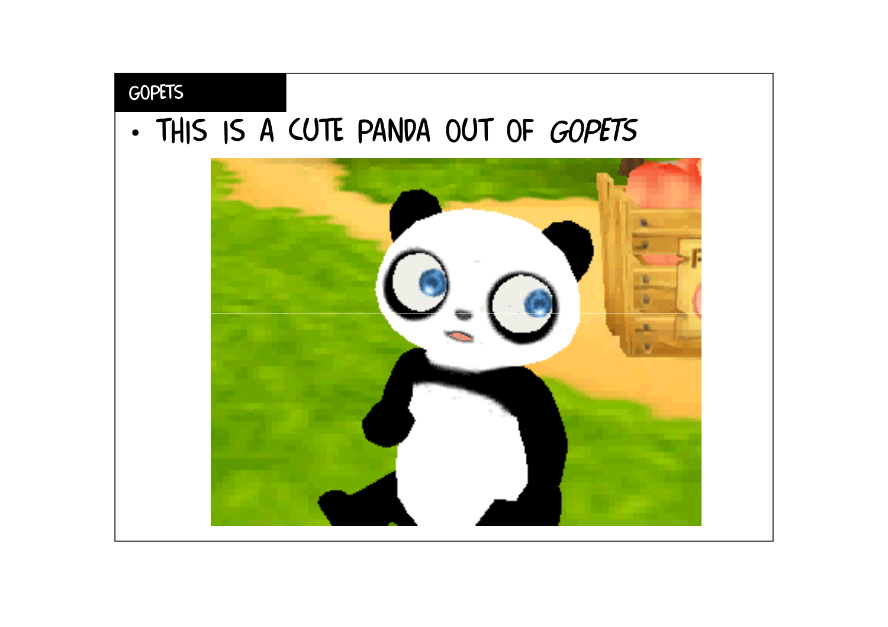## GOPETS

- THIS IS A CUTE PANDA OUT OF *GOPETS*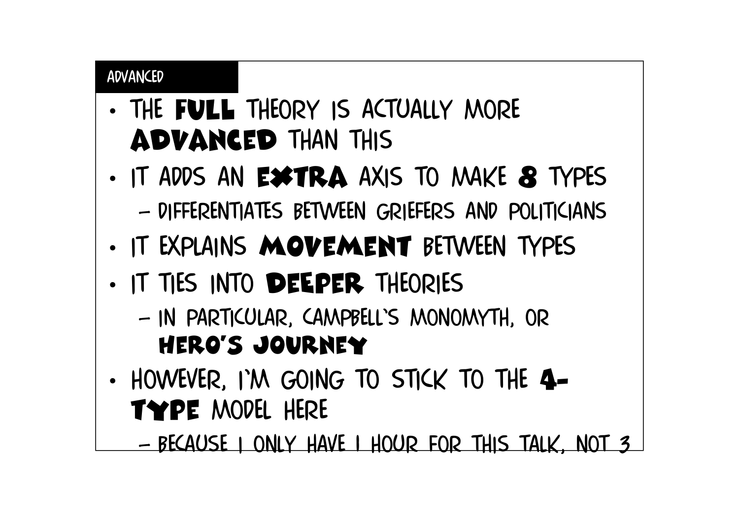## ADVANCED

- THE **FULL** THEORY IS ACTUALLY MORE **ADVANCED** THAN THIS
- IT ADDS AN **EXTRA** AXIS TO MAKE **8** TYPES
  - DIFFERENTIATES BETWEEN GRIEFERS AND POLITICIANS
- IT EXPLAINS **MOVEMENT** BETWEEN TYPES
- IT TIES INTO **DEEPER** THEORIES
  - IN PARTICULAR, CAMPBELL'S MONOMYTH, OR **HERO'S JOURNEY**
- HOWEVER, I'M GOING TO STICK TO THE **4-TYPE** MODEL HERE
  - BECAUSE I ONLY HAVE 1 HOUR FOR THIS TALK, NOT 3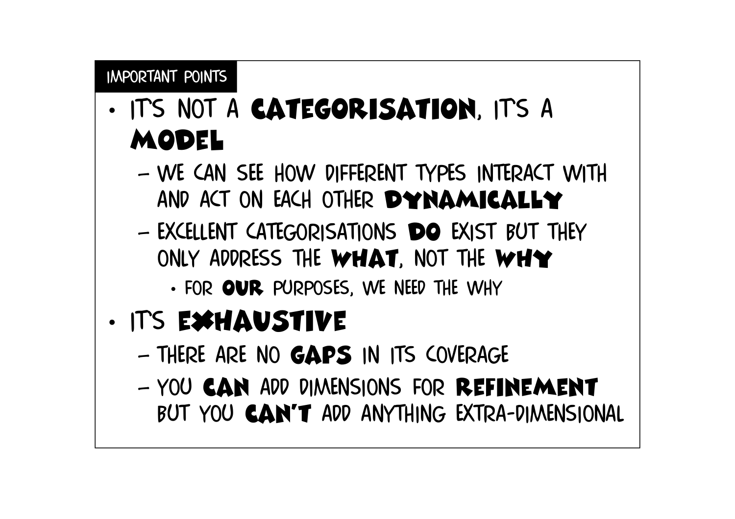## IMPORTANT POINTS

- IT'S NOT A **CATEGORISATION**, IT'S A **MODEL**
  - WE CAN SEE HOW DIFFERENT TYPES INTERACT WITH AND ACT ON EACH OTHER **DYNAMICALLY**
  - EXCELLENT CATEGORISATIONS **DO** EXIST BUT THEY ONLY ADDRESS THE **WHAT**, NOT THE **WHY**
    - FOR **OUR** PURPOSES, WE NEED THE WHY
- IT'S **EXHAUSTIVE**
  - THERE ARE NO **GAPS** IN ITS COVERAGE
  - YOU **CAN** ADD DIMENSIONS FOR **REFINEMENT** BUT YOU **CAN'T** ADD ANYTHING EXTRA-DIMENSIONAL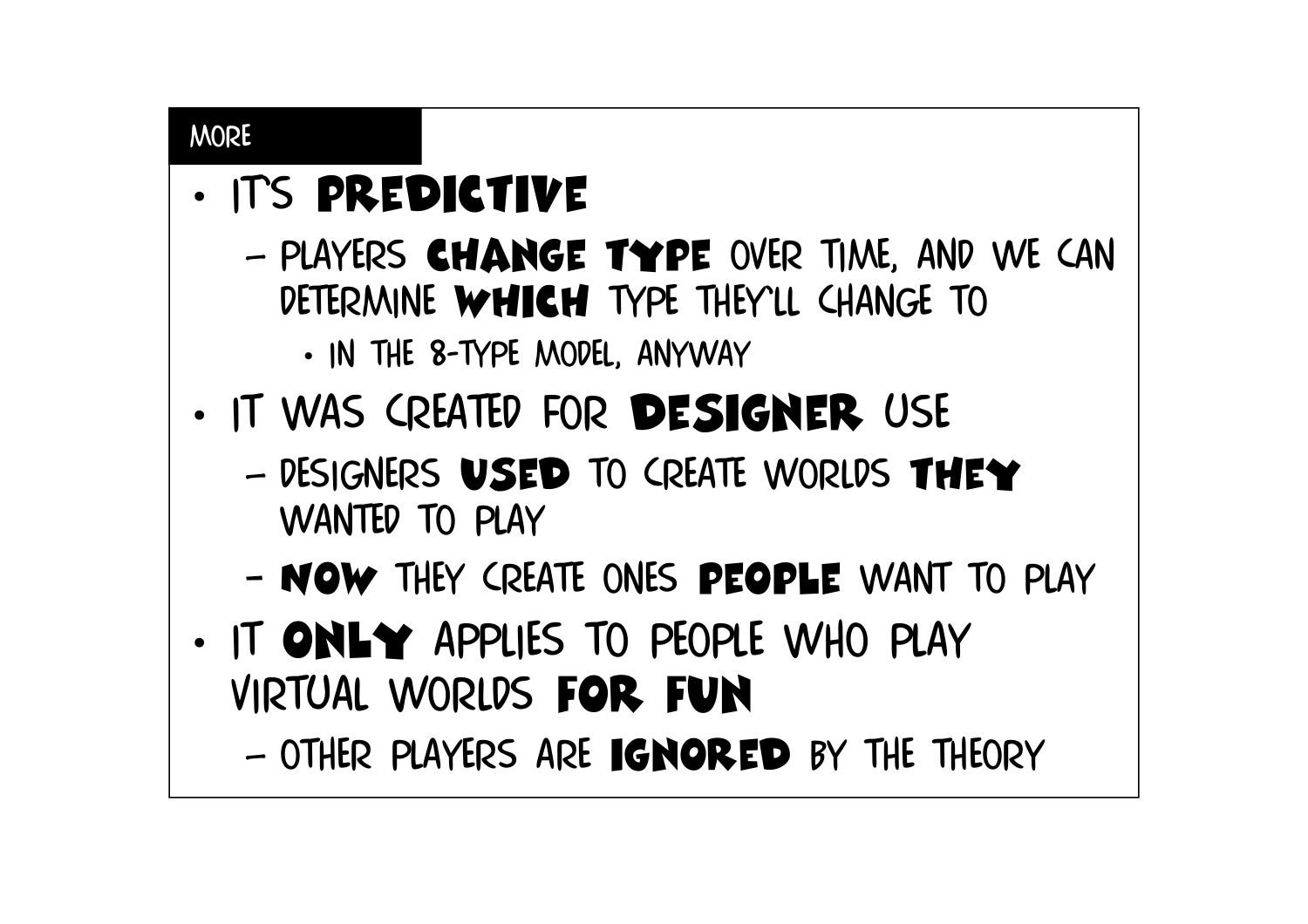## MORE

- IT'S **PREDICTIVE**
  - PLAYERS **CHANGE TYPE** OVER TIME, AND WE CAN DETERMINE **WHICH** TYPE THEY'LL CHANGE TO
    - IN THE 8-TYPE MODEL, ANYWAY
- IT WAS CREATED FOR **DESIGNER** USE
  - DESIGNERS **USED** TO CREATE WORLDS **THEY** WANTED TO PLAY
  - **NOW** THEY CREATE ONES **PEOPLE** WANT TO PLAY
- IT **ONLY** APPLIES TO PEOPLE WHO PLAY VIRTUAL WORLDS **FOR FUN**
  - OTHER PLAYERS ARE **IGNORED** BY THE THEORY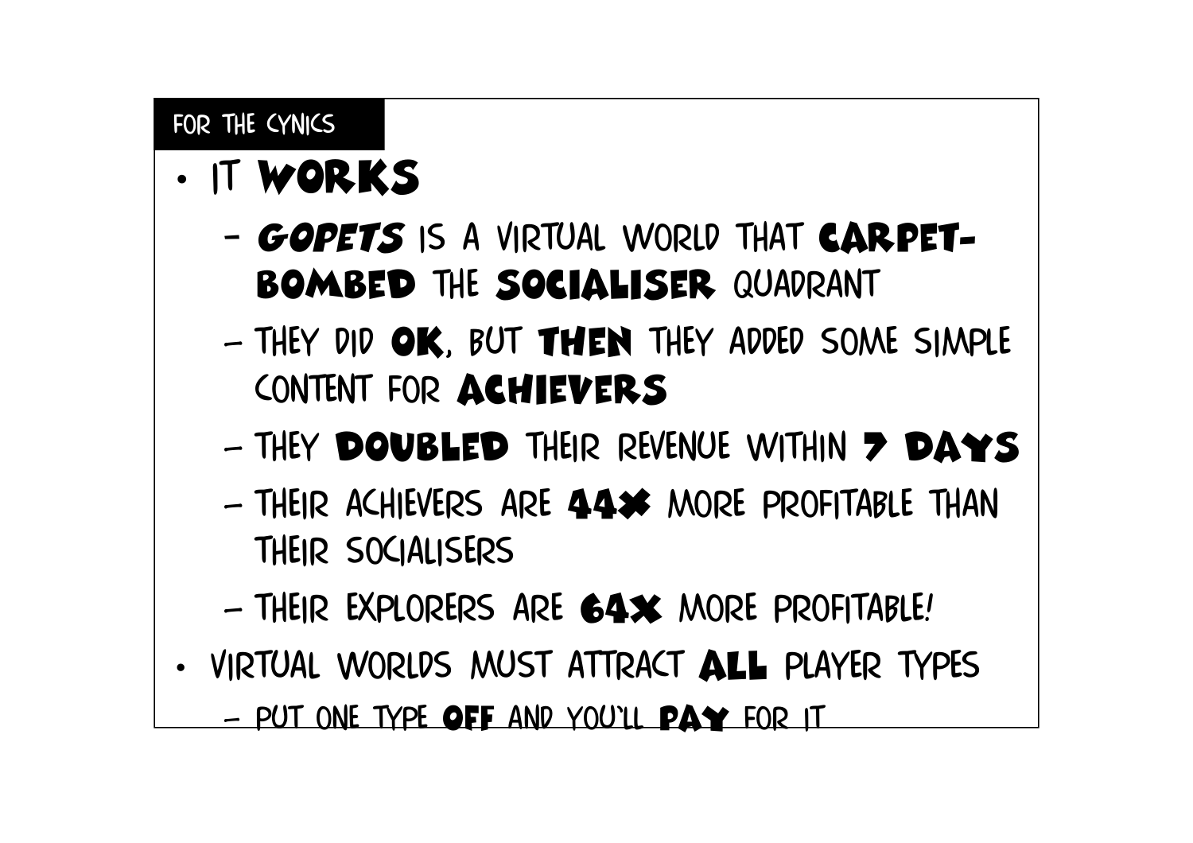## FOR THE CYNICS

- IT **WORKS**
  - ***GOPETS*** IS A VIRTUAL WORLD THAT **CARPET-BOMBED** THE **SOCIALISER** QUADRANT
  - THEY DID **OK**, BUT **THEN** THEY ADDED SOME SIMPLE CONTENT FOR **ACHIEVERS**
  - THEY **DOUBLED** THEIR REVENUE WITHIN **7 DAYS**
  - THEIR ACHIEVERS ARE **44X** MORE PROFITABLE THAN THEIR SOCIALISERS
  - THEIR EXPLORERS ARE **64X** MORE PROFITABLE!
- VIRTUAL WORLDS MUST ATTRACT **ALL** PLAYER TYPES
  - PUT ONE TYPE **OFF** AND YOU'LL **PAY** FOR IT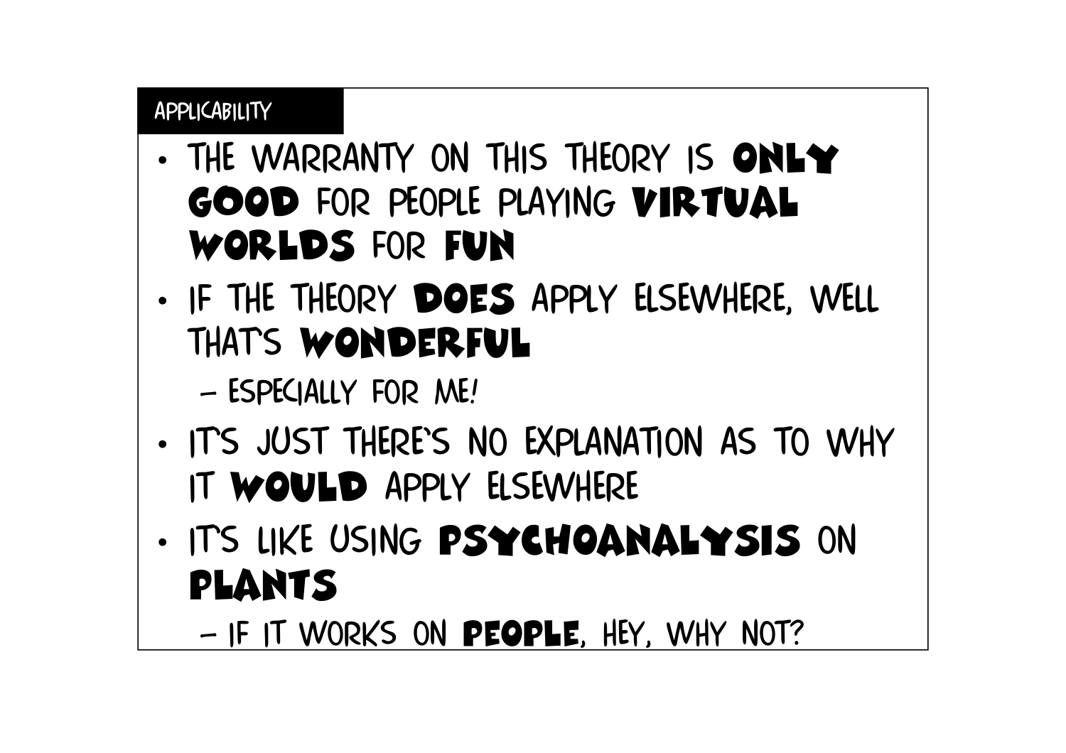## APPLICABILITY

- THE WARRANTY ON THIS THEORY IS **ONLY GOOD** FOR PEOPLE PLAYING **VIRTUAL WORLDS** FOR **FUN**
- IF THE THEORY **DOES** APPLY ELSEWHERE, WELL THAT'S **WONDERFUL**
  - ESPECIALLY FOR ME!
- IT'S JUST THERE'S NO EXPLANATION AS TO WHY IT **WOULD** APPLY ELSEWHERE
- IT'S LIKE USING **PSYCHOANALYSIS** ON **PLANTS**
  - IF IT WORKS ON **PEOPLE**, HEY, WHY NOT?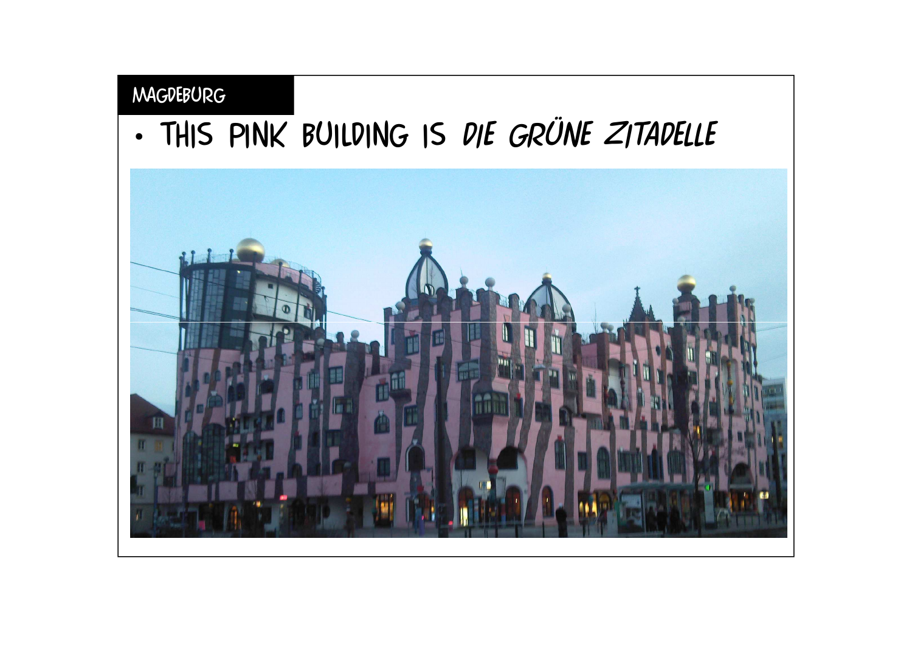## MAGDEBURG

- THIS PINK BUILDING IS *DIE GRÜNE ZITADELLE*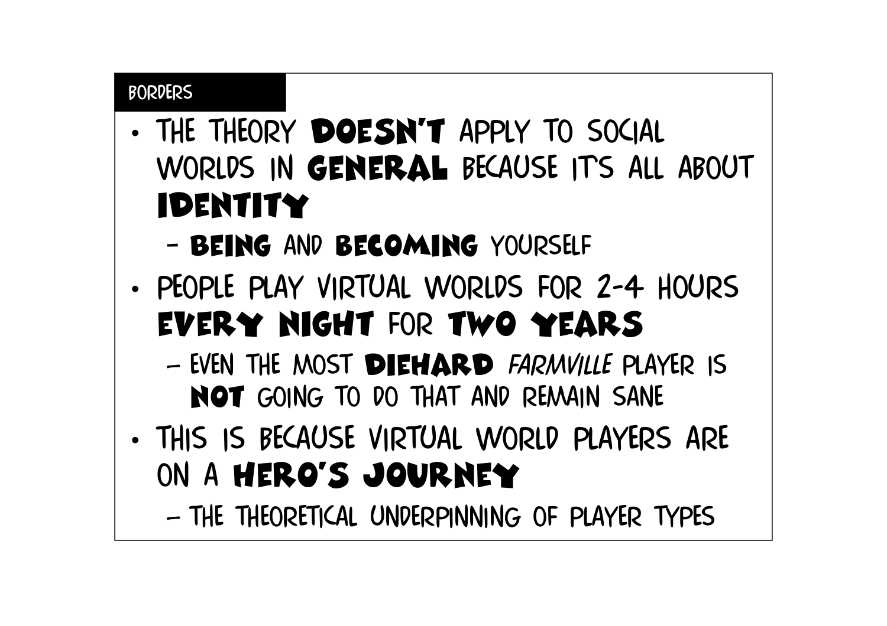## BORDERS

- THE THEORY **DOESN'T** APPLY TO SOCIAL WORLDS IN **GENERAL** BECAUSE IT'S ALL ABOUT **IDENTITY**
  - **BEING** AND **BECOMING** YOURSELF
- PEOPLE PLAY VIRTUAL WORLDS FOR 2-4 HOURS **EVERY NIGHT** FOR **TWO YEARS**
  - EVEN THE MOST **DIEHARD** *FARMVILLE* PLAYER IS **NOT** GOING TO DO THAT AND REMAIN SANE
- THIS IS BECAUSE VIRTUAL WORLD PLAYERS ARE ON A **HERO'S JOURNEY**
  - THE THEORETICAL UNDERPINNING OF PLAYER TYPES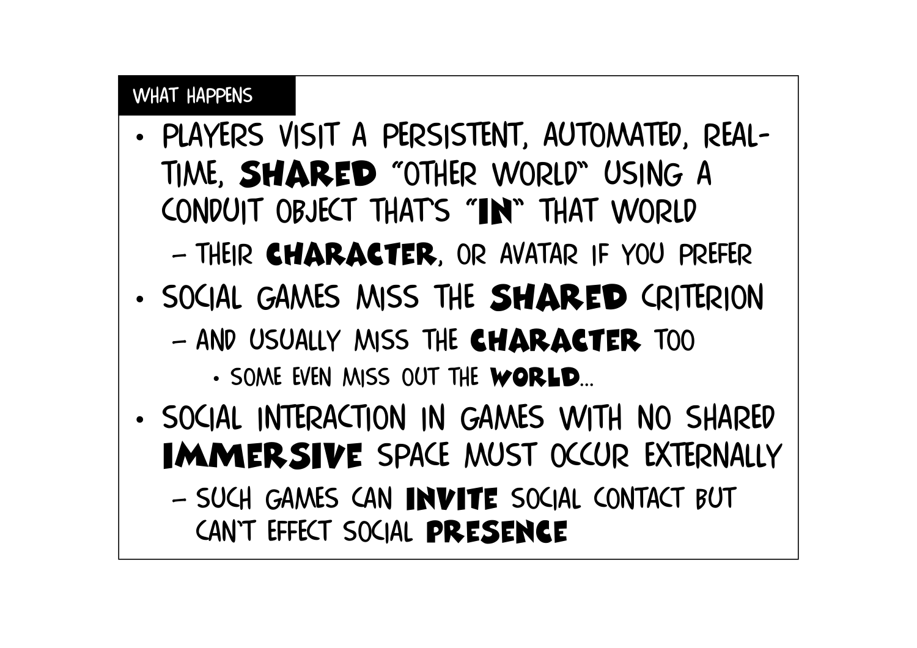## WHAT HAPPENS

- PLAYERS VISIT A PERSISTENT, AUTOMATED, REAL-TIME, **SHARED** "OTHER WORLD" USING A CONDUIT OBJECT THAT'S "**IN**" THAT WORLD
  - THEIR **CHARACTER**, OR AVATAR IF YOU PREFER
- SOCIAL GAMES MISS THE **SHARED** CRITERION
  - AND USUALLY MISS THE **CHARACTER** TOO
    - SOME EVEN MISS OUT THE **WORLD**...
- SOCIAL INTERACTION IN GAMES WITH NO SHARED **IMMERSIVE** SPACE MUST OCCUR EXTERNALLY
  - SUCH GAMES CAN **INVITE** SOCIAL CONTACT BUT CAN'T EFFECT SOCIAL **PRESENCE**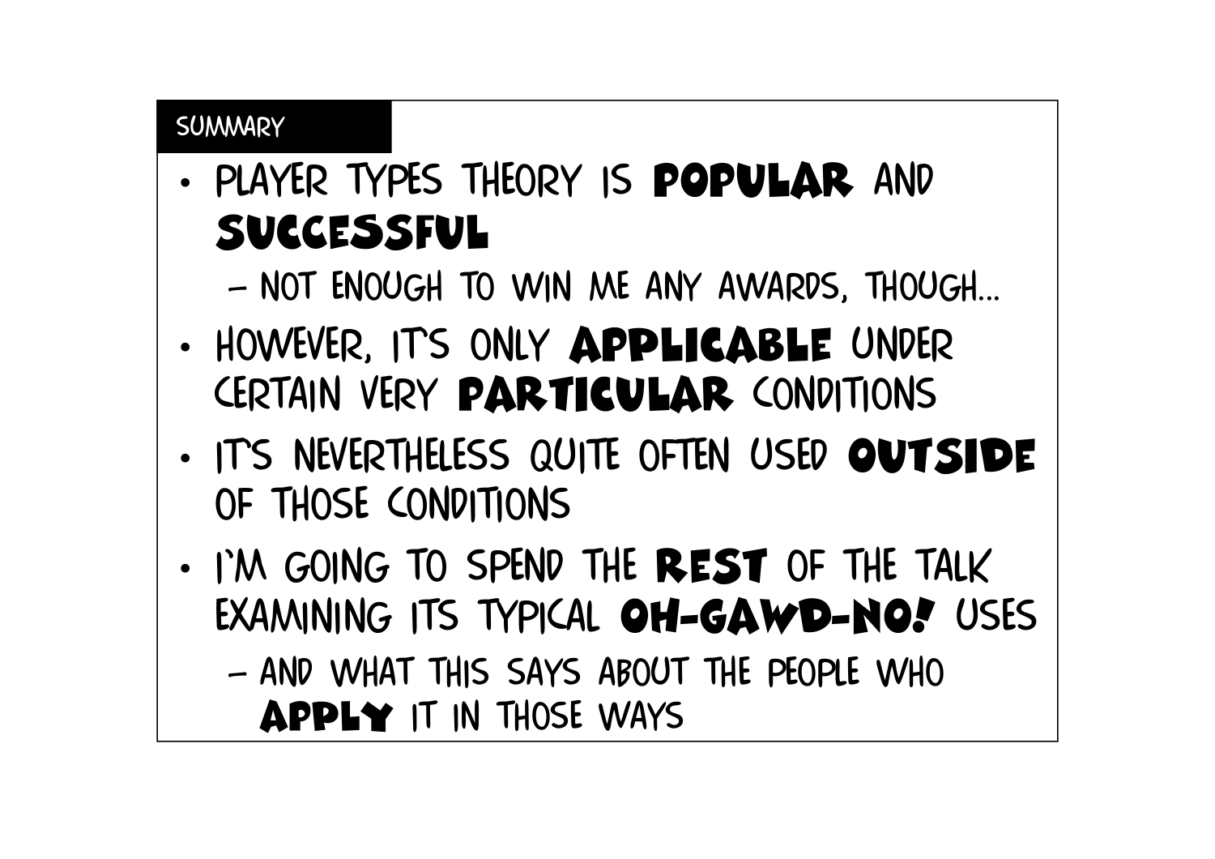## SUMMARY

- PLAYER TYPES THEORY IS **POPULAR** AND **SUCCESSFUL**
  - NOT ENOUGH TO WIN ME ANY AWARDS, THOUGH...
- HOWEVER, IT'S ONLY **APPLICABLE** UNDER CERTAIN VERY **PARTICULAR** CONDITIONS
- IT'S NEVERTHELESS QUITE OFTEN USED **OUTSIDE** OF THOSE CONDITIONS
- I'M GOING TO SPEND THE **REST** OF THE TALK EXAMINING ITS TYPICAL **OH-GAWD-NO!** USES
  - AND WHAT THIS SAYS ABOUT THE PEOPLE WHO **APPLY** IT IN THOSE WAYS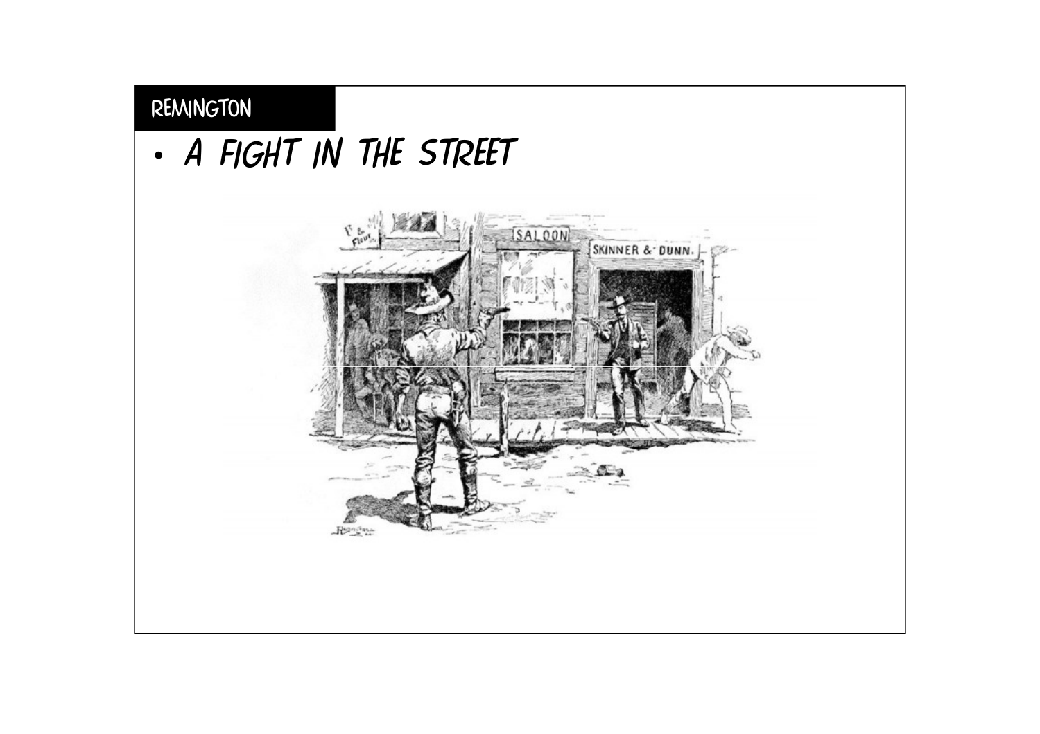# REMINGTON

- A FIGHT IN THE STREET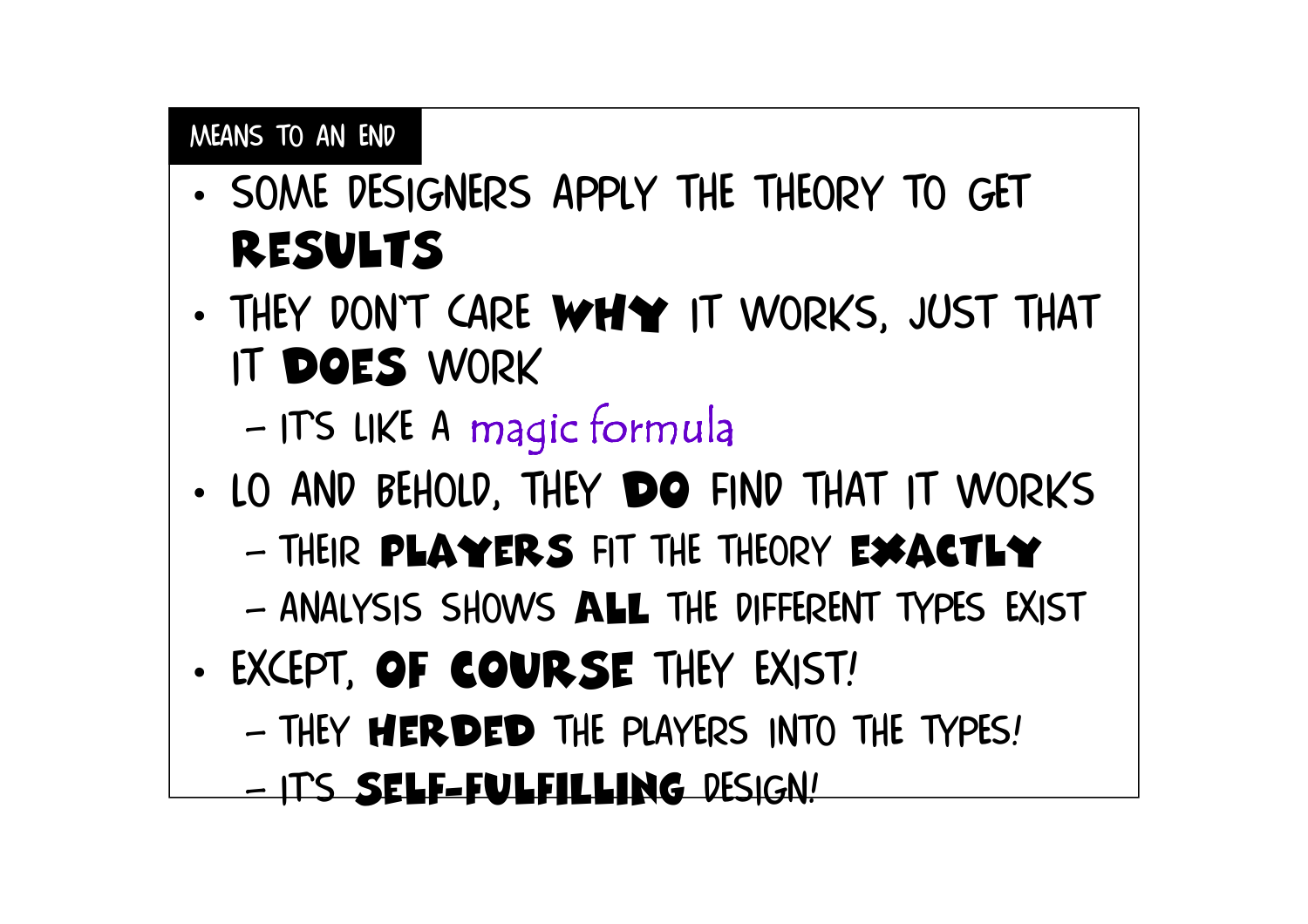## MEANS TO AN END

- SOME DESIGNERS APPLY THE THEORY TO GET **RESULTS**
- THEY DON'T CARE **WHY** IT WORKS, JUST THAT IT **DOES** WORK
  - IT'S LIKE A magic formula
- LO AND BEHOLD, THEY **DO** FIND THAT IT WORKS
  - THEIR **PLAYERS** FIT THE THEORY **EXACTLY**
  - ANALYSIS SHOWS **ALL** THE DIFFERENT TYPES EXIST
- EXCEPT, **OF COURSE** THEY EXIST!
  - THEY **HERDED** THE PLAYERS INTO THE TYPES!
  - IT'S **SELF-FULFILLING** DESIGN!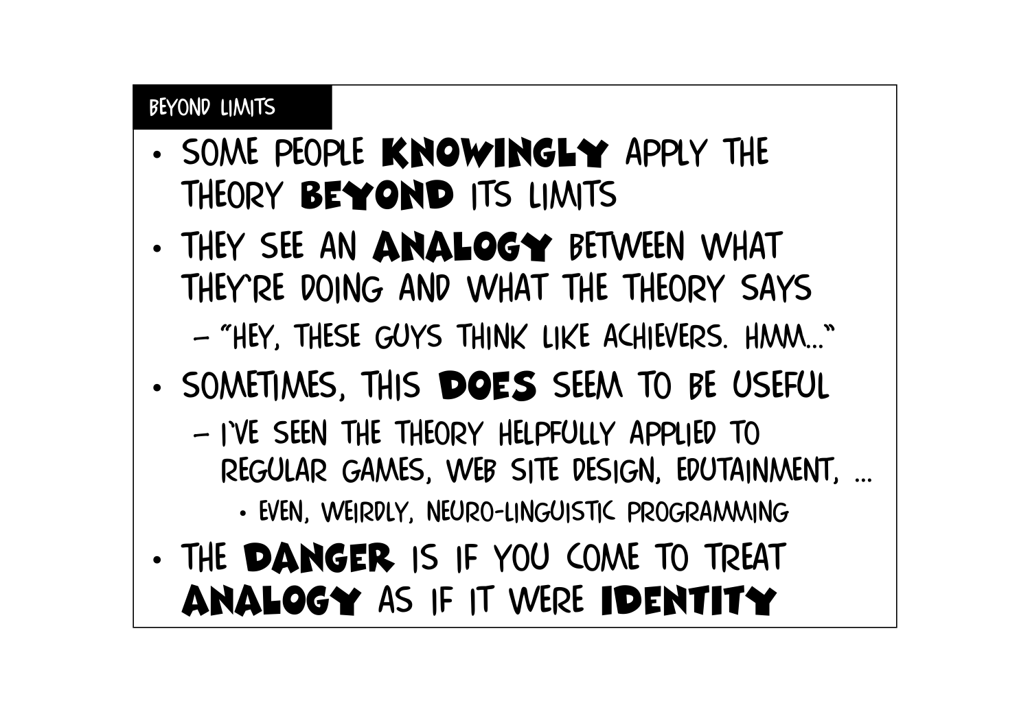## BEYOND LIMITS

- SOME PEOPLE **KNOWINGLY** APPLY THE THEORY **BEYOND** ITS LIMITS
- THEY SEE AN **ANALOGY** BETWEEN WHAT THEY'RE DOING AND WHAT THE THEORY SAYS
  - "HEY, THESE GUYS THINK LIKE ACHIEVERS. HMM..."
- SOMETIMES, THIS **DOES** SEEM TO BE USEFUL
  - I'VE SEEN THE THEORY HELPFULLY APPLIED TO REGULAR GAMES, WEB SITE DESIGN, EDUTAINMENT, ...
    - EVEN, WEIRDLY, NEURO-LINGUISTIC PROGRAMMING
- THE **DANGER** IS IF YOU COME TO TREAT **ANALOGY** AS IF IT WERE **IDENTITY**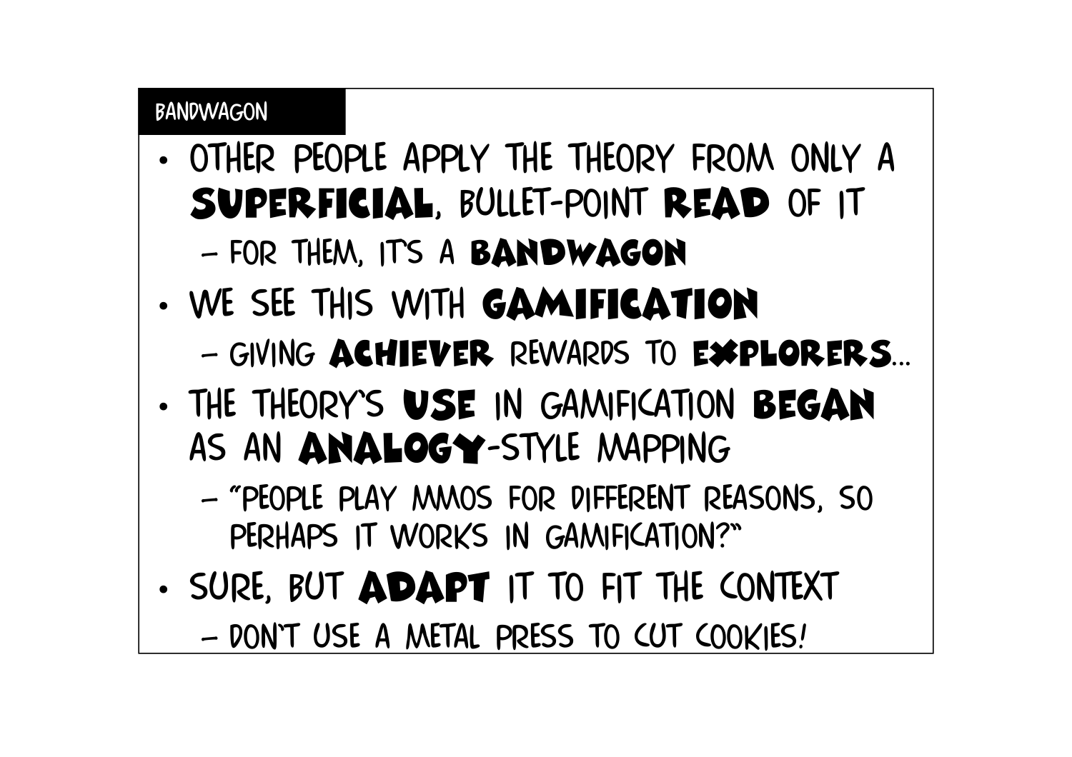## BANDWAGON

- OTHER PEOPLE APPLY THE THEORY FROM ONLY A **SUPERFICIAL**, BULLET-POINT **READ** OF IT
  - FOR THEM, IT'S A **BANDWAGON**
- WE SEE THIS WITH **GAMIFICATION**
  - GIVING **ACHIEVER** REWARDS TO **EXPLORERS**...
- THE THEORY'S **USE** IN GAMIFICATION **BEGAN** AS AN **ANALOGY**-STYLE MAPPING
  - "PEOPLE PLAY MMOS FOR DIFFERENT REASONS, SO PERHAPS IT WORKS IN GAMIFICATION?"
- SURE, BUT **ADAPT** IT TO FIT THE CONTEXT
  - DON'T USE A METAL PRESS TO CUT COOKIES!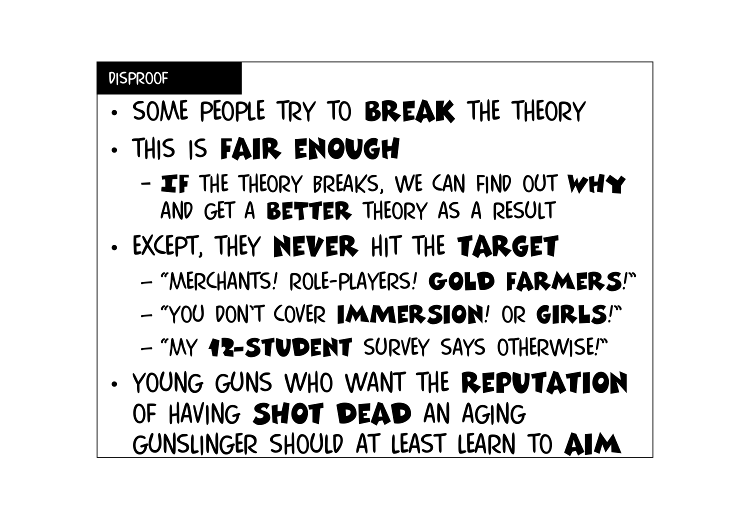## DISPROOF

- SOME PEOPLE TRY TO **BREAK** THE THEORY
- THIS IS **FAIR ENOUGH**
  - **IF** THE THEORY BREAKS, WE CAN FIND OUT **WHY** AND GET A **BETTER** THEORY AS A RESULT
- EXCEPT, THEY **NEVER** HIT THE **TARGET**
  - "MERCHANTS! ROLE-PLAYERS! **GOLD FARMERS**!"
  - "YOU DON'T COVER **IMMERSION**! OR **GIRLS**!"
  - "MY **12-STUDENT** SURVEY SAYS OTHERWISE!"
- YOUNG GUNS WHO WANT THE **REPUTATION** OF HAVING **SHOT DEAD** AN AGING GUNSLINGER SHOULD AT LEAST LEARN TO **AIM**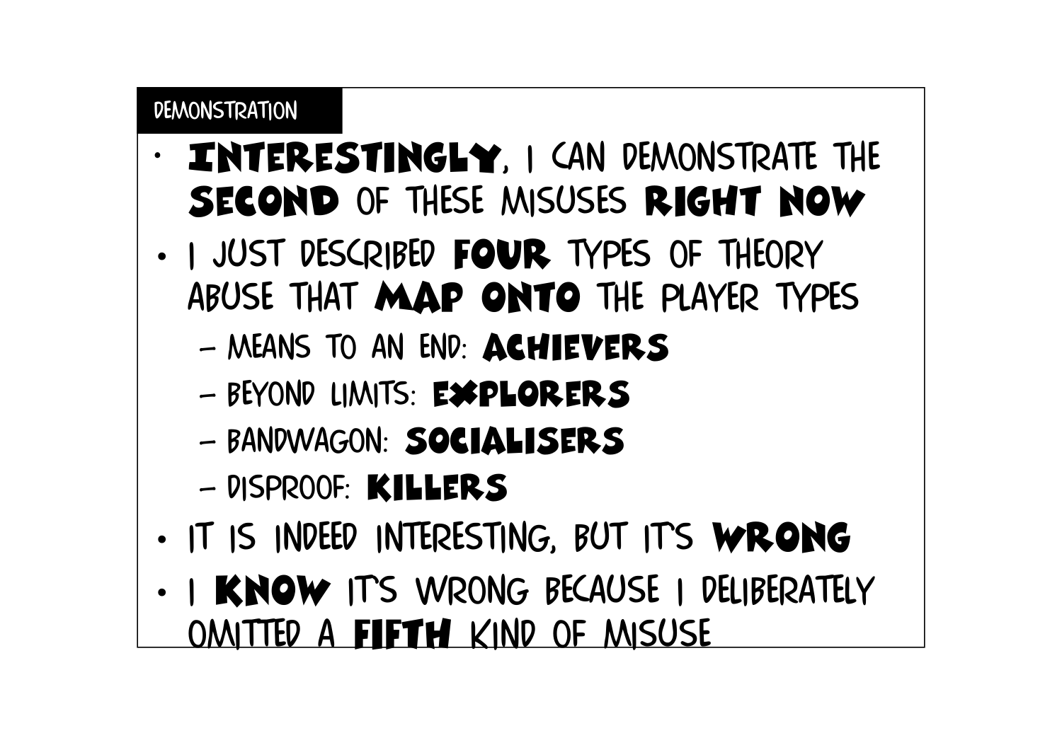## DEMONSTRATION

- **INTERESTINGLY**, I CAN DEMONSTRATE THE **SECOND** OF THESE MISUSES **RIGHT NOW**
- I JUST DESCRIBED **FOUR** TYPES OF THEORY ABUSE THAT **MAP ONTO** THE PLAYER TYPES
  - MEANS TO AN END: **ACHIEVERS**
  - BEYOND LIMITS: **EXPLORERS**
  - BANDWAGON: **SOCIALISERS**
  - DISPROOF: **KILLERS**
- IT IS INDEED INTERESTING, BUT IT'S **WRONG**
- I **KNOW** IT'S WRONG BECAUSE I DELIBERATELY OMITTED A **FIFTH** KIND OF MISUSE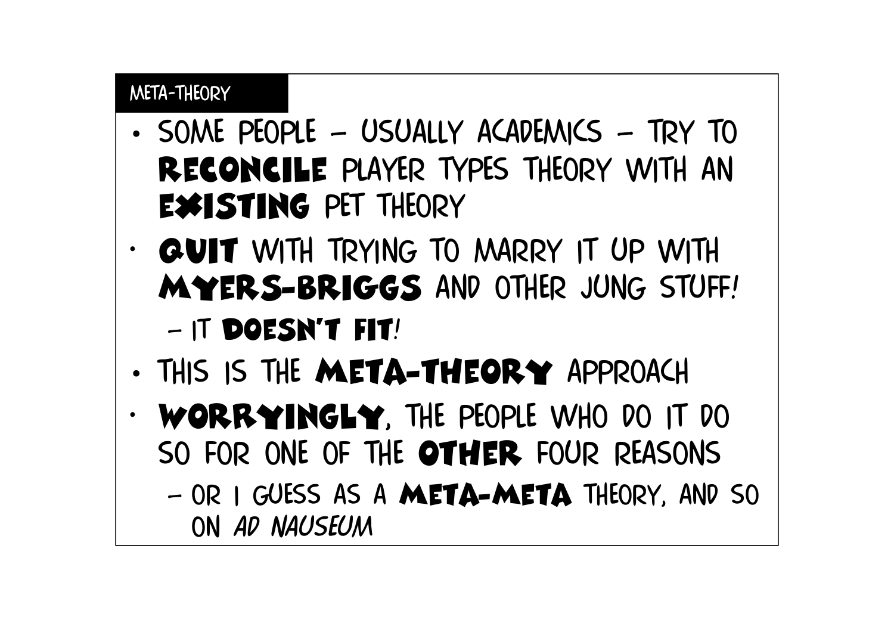## Meta-Theory

- Some people – usually academics – try to **reconcile** player types theory with an **existing** pet theory
- **Quit** with trying to marry it up with **Myers-Briggs** and other Jung stuff!
  - It **doesn't fit**!
- This is the **meta-theory** approach
- **Worryingly**, the people who do it do so for one of the **other** four reasons
  - Or I guess as a **meta-meta** theory, and so on *ad nauseum*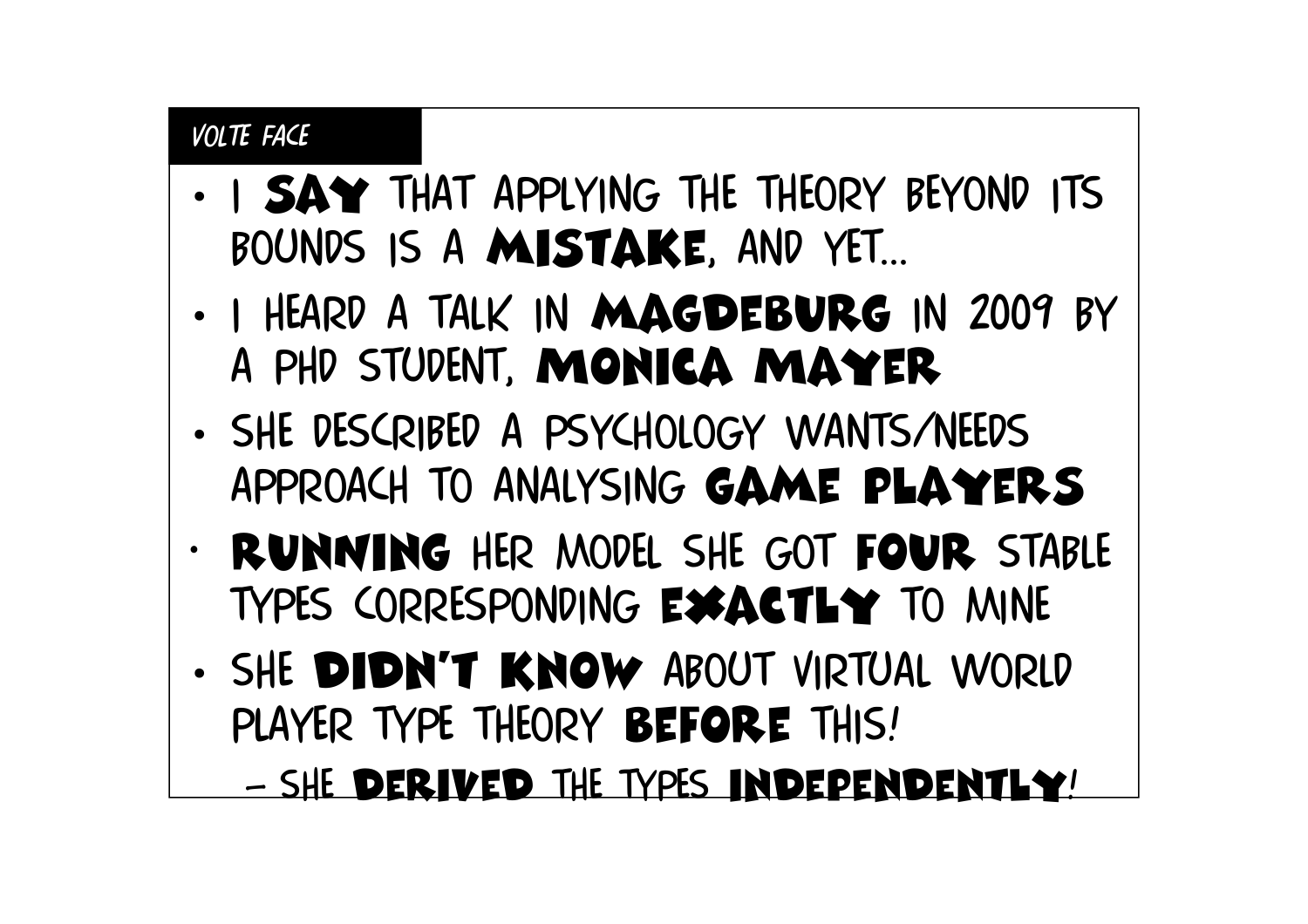## VOLTE FACE

- I **SAY** THAT APPLYING THE THEORY BEYOND ITS BOUNDS IS A **MISTAKE**, AND YET...
- I HEARD A TALK IN **MAGDEBURG** IN 2009 BY A PHD STUDENT, **MONICA MAYER**
- SHE DESCRIBED A PSYCHOLOGY WANTS/NEEDS APPROACH TO ANALYSING **GAME PLAYERS**
- **RUNNING** HER MODEL SHE GOT **FOUR** STABLE TYPES CORRESPONDING **EXACTLY** TO MINE
- SHE **DIDN'T KNOW** ABOUT VIRTUAL WORLD PLAYER TYPE THEORY **BEFORE** THIS!
  - SHE **DERIVED** THE TYPES **INDEPENDENTLY**!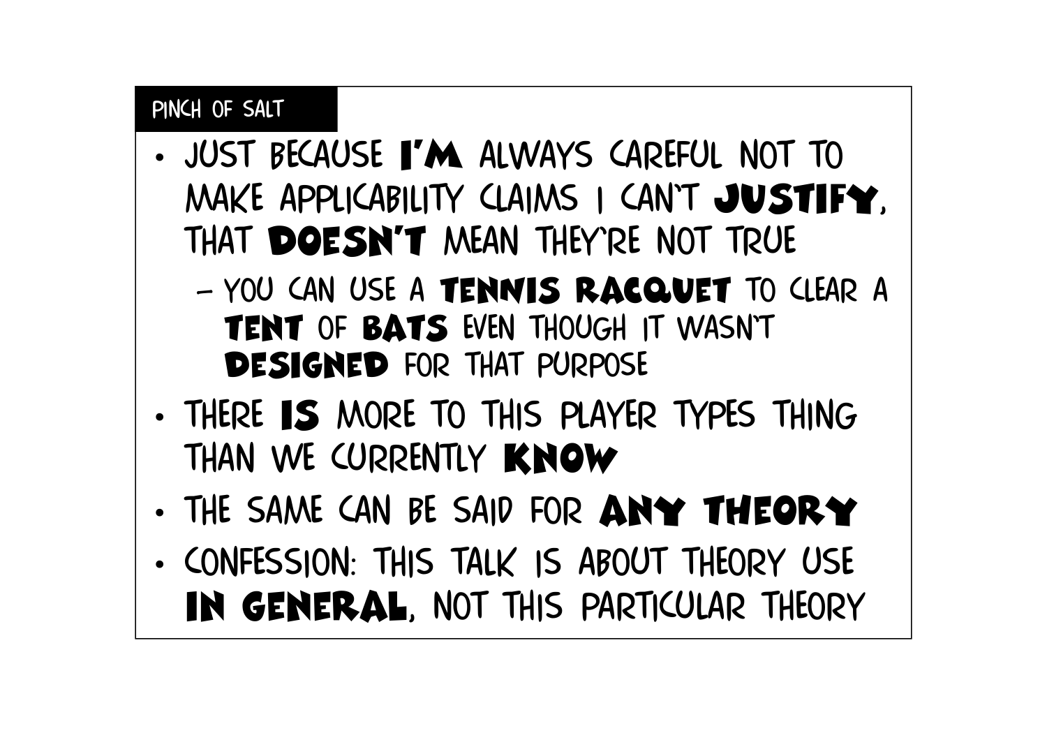## PINCH OF SALT

- JUST BECAUSE **I'M** ALWAYS CAREFUL NOT TO MAKE APPLICABILITY CLAIMS I CAN'T **JUSTIFY**, THAT **DOESN'T** MEAN THEY'RE NOT TRUE
  - YOU CAN USE A **TENNIS RACQUET** TO CLEAR A **TENT** OF **BATS** EVEN THOUGH IT WASN'T **DESIGNED** FOR THAT PURPOSE
- THERE **IS** MORE TO THIS PLAYER TYPES THING THAN WE CURRENTLY **KNOW**
- THE SAME CAN BE SAID FOR **ANY THEORY**
- CONFESSION: THIS TALK IS ABOUT THEORY USE **IN GENERAL**, NOT THIS PARTICULAR THEORY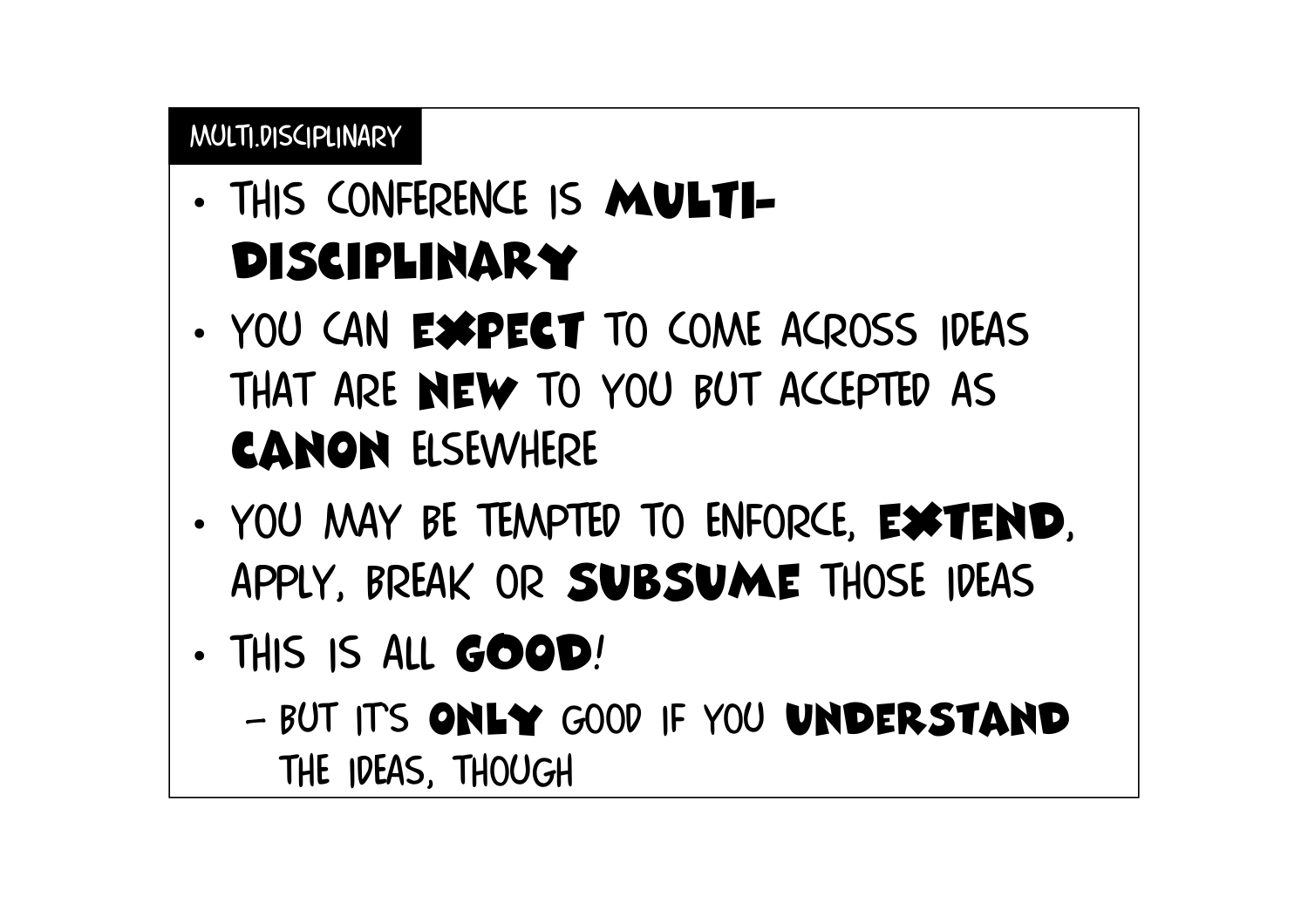## MULTI.DISCIPLINARY

- THIS CONFERENCE IS **MULTI-DISCIPLINARY**
- YOU CAN **EXPECT** TO COME ACROSS IDEAS THAT ARE **NEW** TO YOU BUT ACCEPTED AS **CANON** ELSEWHERE
- YOU MAY BE TEMPTED TO ENFORCE, **EXTEND**, APPLY, BREAK OR **SUBSUME** THOSE IDEAS
- THIS IS ALL **GOOD**!
  - BUT IT'S **ONLY** GOOD IF YOU **UNDERSTAND** THE IDEAS, THOUGH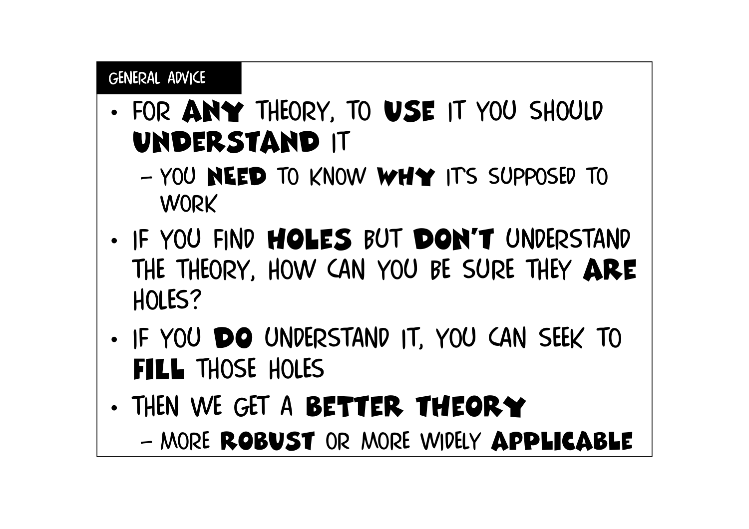## GENERAL ADVICE

- FOR **ANY** THEORY, TO **USE** IT YOU SHOULD **UNDERSTAND** IT
  - YOU **NEED** TO KNOW **WHY** IT'S SUPPOSED TO WORK
- IF YOU FIND **HOLES** BUT **DON'T** UNDERSTAND THE THEORY, HOW CAN YOU BE SURE THEY **ARE** HOLES?
- IF YOU **DO** UNDERSTAND IT, YOU CAN SEEK TO **FILL** THOSE HOLES
- THEN WE GET A **BETTER THEORY**
  - MORE **ROBUST** OR MORE WIDELY **APPLICABLE**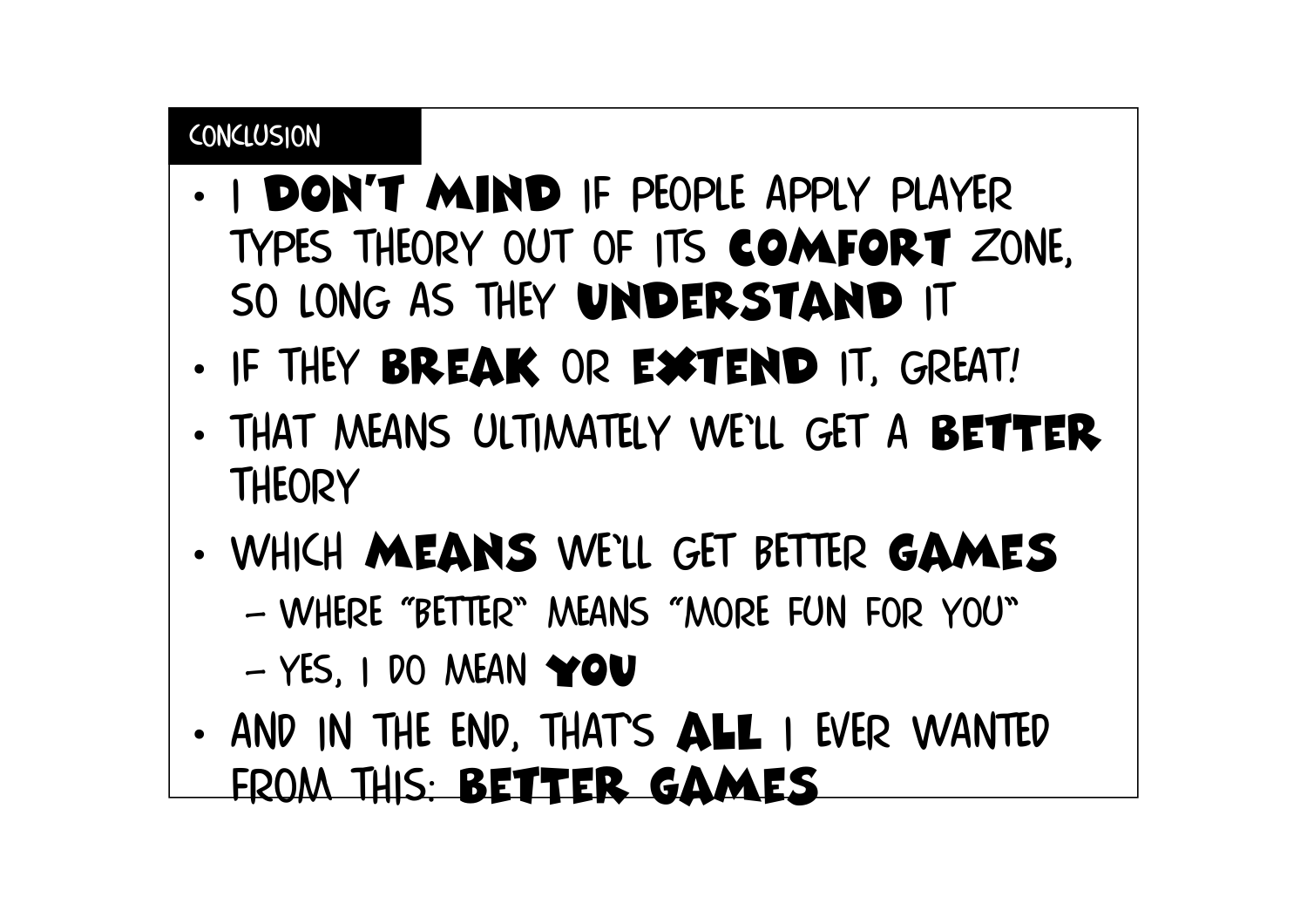## CONCLUSION

- I **DON'T MIND** IF PEOPLE APPLY PLAYER TYPES THEORY OUT OF ITS **COMFORT** ZONE, SO LONG AS THEY **UNDERSTAND** IT
- IF THEY **BREAK** OR **EXTEND** IT, GREAT!
- THAT MEANS ULTIMATELY WE'LL GET A **BETTER** THEORY
- WHICH **MEANS** WE'LL GET BETTER **GAMES**
  - WHERE "BETTER" MEANS "MORE FUN FOR YOU"
  - YES, I DO MEAN **YOU**
- AND IN THE END, THAT'S **ALL** I EVER WANTED FROM THIS: **BETTER GAMES**